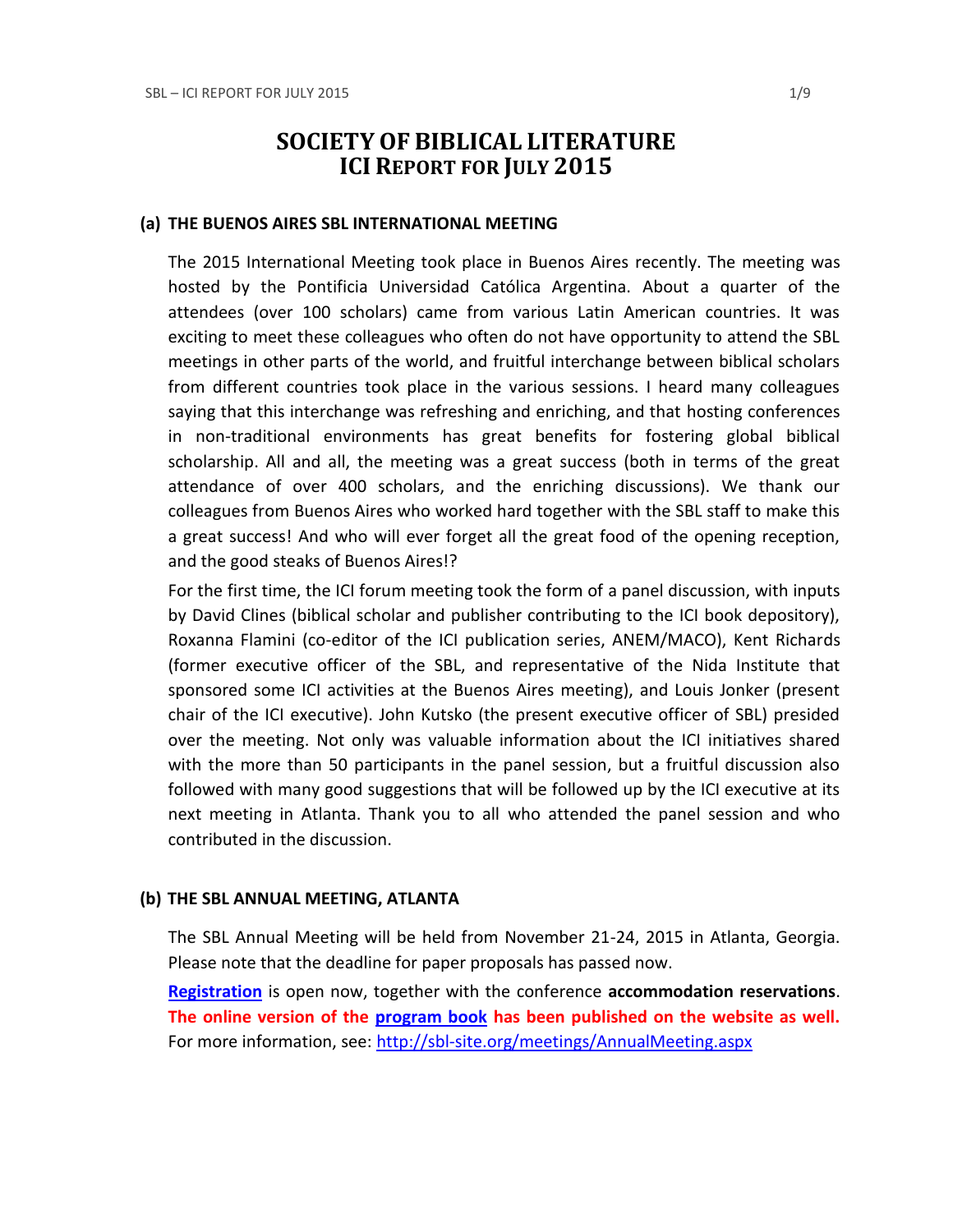# SOCIETY OF BIBLICAL LITERATURE
## ICI REPORT FOR JULY 2015

### (a) THE BUENOS AIRES SBL INTERNATIONAL MEETING

The 2015 International Meeting took place in Buenos Aires recently. The meeting was hosted by the Pontificia Universidad Católica Argentina. About a quarter of the attendees (over 100 scholars) came from various Latin American countries. It was exciting to meet these colleagues who often do not have opportunity to attend the SBL meetings in other parts of the world, and fruitful interchange between biblical scholars from different countries took place in the various sessions. I heard many colleagues saying that this interchange was refreshing and enriching, and that hosting conferences in non-traditional environments has great benefits for fostering global biblical scholarship. All and all, the meeting was a great success (both in terms of the great attendance of over 400 scholars, and the enriching discussions). We thank our colleagues from Buenos Aires who worked hard together with the SBL staff to make this a great success! And who will ever forget all the great food of the opening reception, and the good steaks of Buenos Aires!?

For the first time, the ICI forum meeting took the form of a panel discussion, with inputs by David Clines (biblical scholar and publisher contributing to the ICI book depository), Roxanna Flamini (co-editor of the ICI publication series, ANEM/MACO), Kent Richards (former executive officer of the SBL, and representative of the Nida Institute that sponsored some ICI activities at the Buenos Aires meeting), and Louis Jonker (present chair of the ICI executive). John Kutsko (the present executive officer of SBL) presided over the meeting. Not only was valuable information about the ICI initiatives shared with the more than 50 participants in the panel session, but a fruitful discussion also followed with many good suggestions that will be followed up by the ICI executive at its next meeting in Atlanta. Thank you to all who attended the panel session and who contributed in the discussion.

### (b) THE SBL ANNUAL MEETING, ATLANTA

The SBL Annual Meeting will be held from November 21-24, 2015 in Atlanta, Georgia. Please note that the deadline for paper proposals has passed now.

**Registration** is open now, together with the conference **accommodation reservations**. **The online version of the program book has been published on the website as well.** For more information, see: http://sbl-site.org/meetings/AnnualMeeting.aspx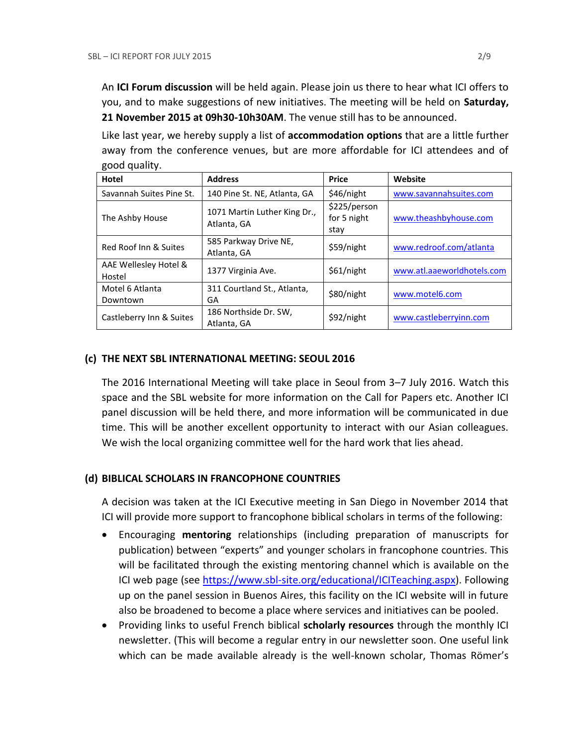An **ICI Forum discussion** will be held again. Please join us there to hear what ICI offers to you, and to make suggestions of new initiatives. The meeting will be held on **Saturday, 21 November 2015 at 09h30-10h30AM**. The venue still has to be announced.

Like last year, we hereby supply a list of **accommodation options** that are a little further away from the conference venues, but are more affordable for ICI attendees and of good quality.

| Hotel | Address | Price | Website |
|---|---|---|---|
| Savannah Suites Pine St. | 140 Pine St. NE, Atlanta, GA | $46/night | www.savannahsuites.com |
| The Ashby House | 1071 Martin Luther King Dr., Atlanta, GA | $225/person for 5 night stay | www.theashbyhouse.com |
| Red Roof Inn & Suites | 585 Parkway Drive NE, Atlanta, GA | $59/night | www.redroof.com/atlanta |
| AAE Wellesley Hotel & Hostel | 1377 Virginia Ave. | $61/night | www.atl.aaeworldhotels.com |
| Motel 6 Atlanta Downtown | 311 Courtland St., Atlanta, GA | $80/night | www.motel6.com |
| Castleberry Inn & Suites | 186 Northside Dr. SW, Atlanta, GA | $92/night | www.castleberryinn.com |

### (c) THE NEXT SBL INTERNATIONAL MEETING: SEOUL 2016

The 2016 International Meeting will take place in Seoul from 3–7 July 2016. Watch this space and the SBL website for more information on the Call for Papers etc. Another ICI panel discussion will be held there, and more information will be communicated in due time. This will be another excellent opportunity to interact with our Asian colleagues. We wish the local organizing committee well for the hard work that lies ahead.

### (d) BIBLICAL SCHOLARS IN FRANCOPHONE COUNTRIES

A decision was taken at the ICI Executive meeting in San Diego in November 2014 that ICI will provide more support to francophone biblical scholars in terms of the following:

- Encouraging **mentoring** relationships (including preparation of manuscripts for publication) between "experts" and younger scholars in francophone countries. This will be facilitated through the existing mentoring channel which is available on the ICI web page (see https://www.sbl-site.org/educational/ICITeaching.aspx). Following up on the panel session in Buenos Aires, this facility on the ICI website will in future also be broadened to become a place where services and initiatives can be pooled.
- Providing links to useful French biblical **scholarly resources** through the monthly ICI newsletter. (This will become a regular entry in our newsletter soon. One useful link which can be made available already is the well-known scholar, Thomas Römer's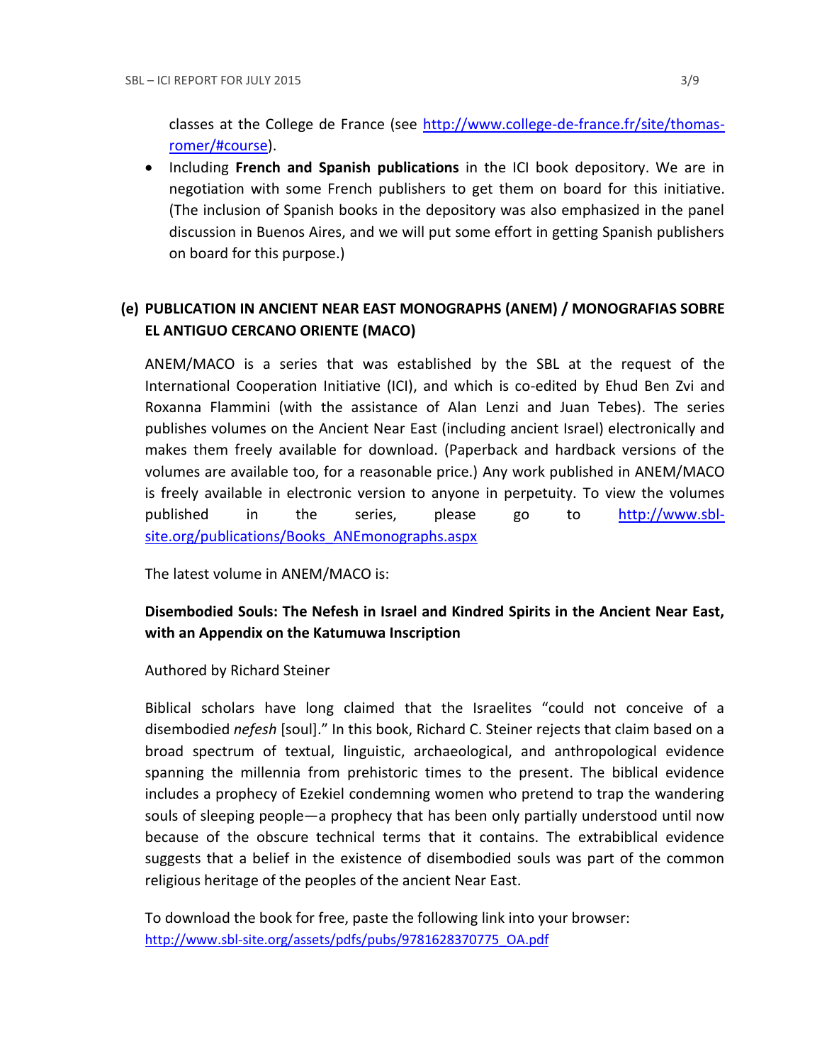classes at the College de France (see [http://www.college-de-france.fr/site/thomas-romer/#course](http://www.college-de-france.fr/site/thomas-romer/#course)).

- Including **French and Spanish publications** in the ICI book depository. We are in negotiation with some French publishers to get them on board for this initiative. (The inclusion of Spanish books in the depository was also emphasized in the panel discussion in Buenos Aires, and we will put some effort in getting Spanish publishers on board for this purpose.)

## (e) PUBLICATION IN ANCIENT NEAR EAST MONOGRAPHS (ANEM) / MONOGRAFIAS SOBRE EL ANTIGUO CERCANO ORIENTE (MACO)

ANEM/MACO is a series that was established by the SBL at the request of the International Cooperation Initiative (ICI), and which is co-edited by Ehud Ben Zvi and Roxanna Flammini (with the assistance of Alan Lenzi and Juan Tebes). The series publishes volumes on the Ancient Near East (including ancient Israel) electronically and makes them freely available for download. (Paperback and hardback versions of the volumes are available too, for a reasonable price.) Any work published in ANEM/MACO is freely available in electronic version to anyone in perpetuity. To view the volumes published in the series, please go to [http://www.sbl-site.org/publications/Books_ANEmonographs.aspx](http://www.sbl-site.org/publications/Books_ANEmonographs.aspx)

The latest volume in ANEM/MACO is:

**Disembodied Souls: The Nefesh in Israel and Kindred Spirits in the Ancient Near East, with an Appendix on the Katumuwa Inscription**

Authored by Richard Steiner

Biblical scholars have long claimed that the Israelites "could not conceive of a disembodied *nefesh* [soul]." In this book, Richard C. Steiner rejects that claim based on a broad spectrum of textual, linguistic, archaeological, and anthropological evidence spanning the millennia from prehistoric times to the present. The biblical evidence includes a prophecy of Ezekiel condemning women who pretend to trap the wandering souls of sleeping people—a prophecy that has been only partially understood until now because of the obscure technical terms that it contains. The extrabiblical evidence suggests that a belief in the existence of disembodied souls was part of the common religious heritage of the peoples of the ancient Near East.

To download the book for free, paste the following link into your browser: [http://www.sbl-site.org/assets/pdfs/pubs/9781628370775_OA.pdf](http://www.sbl-site.org/assets/pdfs/pubs/9781628370775_OA.pdf)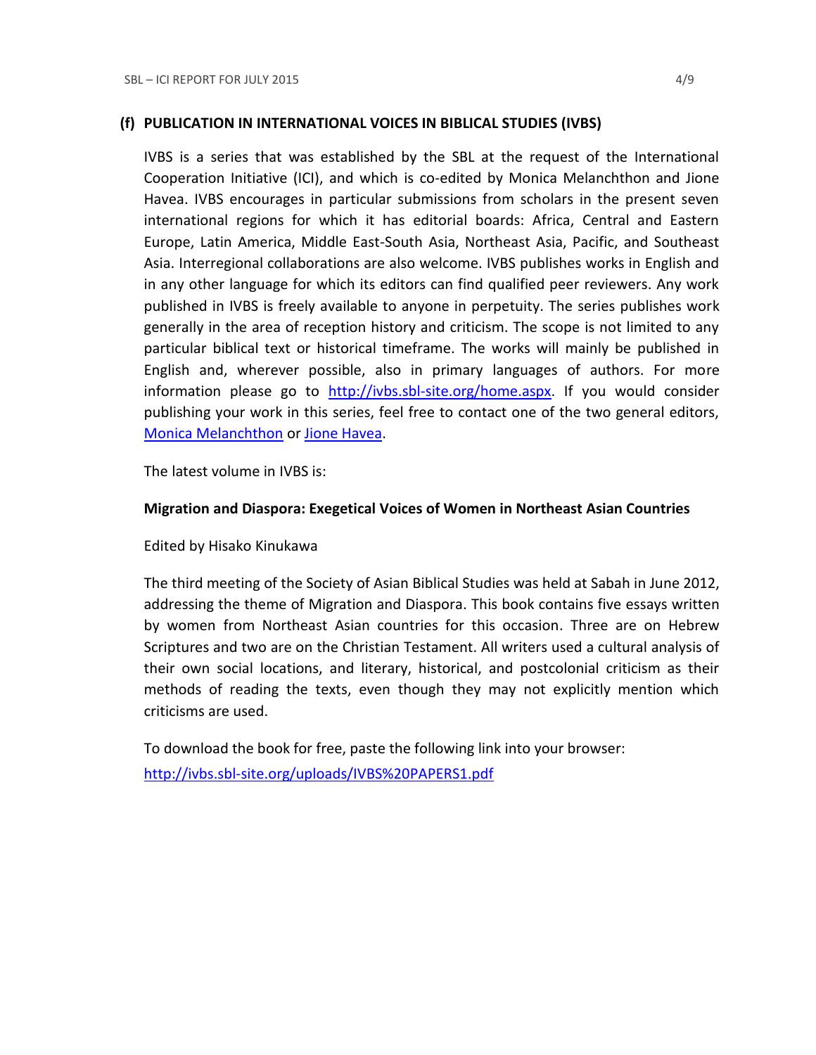### (f) PUBLICATION IN INTERNATIONAL VOICES IN BIBLICAL STUDIES (IVBS)

IVBS is a series that was established by the SBL at the request of the International Cooperation Initiative (ICI), and which is co-edited by Monica Melanchthon and Jione Havea. IVBS encourages in particular submissions from scholars in the present seven international regions for which it has editorial boards: Africa, Central and Eastern Europe, Latin America, Middle East-South Asia, Northeast Asia, Pacific, and Southeast Asia. Interregional collaborations are also welcome. IVBS publishes works in English and in any other language for which its editors can find qualified peer reviewers. Any work published in IVBS is freely available to anyone in perpetuity. The series publishes work generally in the area of reception history and criticism. The scope is not limited to any particular biblical text or historical timeframe. The works will mainly be published in English and, wherever possible, also in primary languages of authors. For more information please go to [http://ivbs.sbl-site.org/home.aspx](http://ivbs.sbl-site.org/home.aspx). If you would consider publishing your work in this series, feel free to contact one of the two general editors, Monica Melanchthon or Jione Havea.

The latest volume in IVBS is:

**Migration and Diaspora: Exegetical Voices of Women in Northeast Asian Countries**

Edited by Hisako Kinukawa

The third meeting of the Society of Asian Biblical Studies was held at Sabah in June 2012, addressing the theme of Migration and Diaspora. This book contains five essays written by women from Northeast Asian countries for this occasion. Three are on Hebrew Scriptures and two are on the Christian Testament. All writers used a cultural analysis of their own social locations, and literary, historical, and postcolonial criticism as their methods of reading the texts, even though they may not explicitly mention which criticisms are used.

To download the book for free, paste the following link into your browser:
[http://ivbs.sbl-site.org/uploads/IVBS%20PAPERS1.pdf](http://ivbs.sbl-site.org/uploads/IVBS%20PAPERS1.pdf)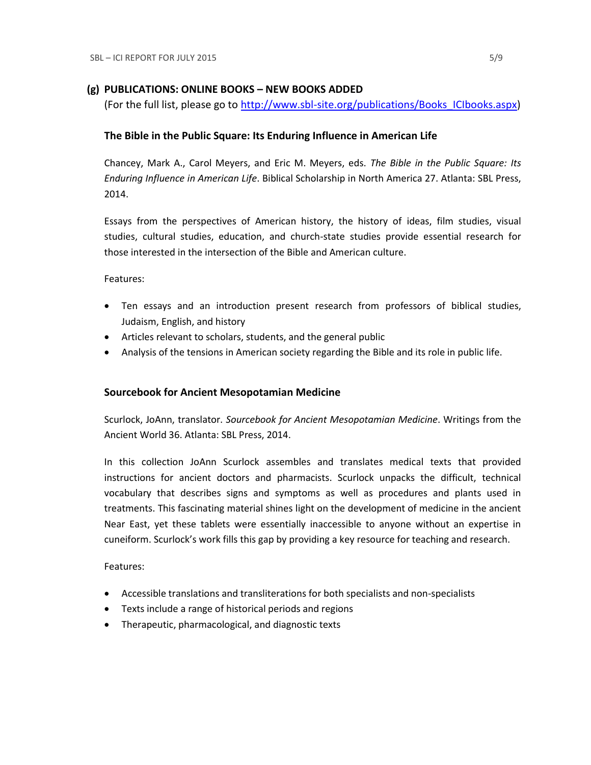## (g) PUBLICATIONS: ONLINE BOOKS – NEW BOOKS ADDED

(For the full list, please go to http://www.sbl-site.org/publications/Books_ICIbooks.aspx)

### The Bible in the Public Square: Its Enduring Influence in American Life

Chancey, Mark A., Carol Meyers, and Eric M. Meyers, eds. *The Bible in the Public Square: Its Enduring Influence in American Life*. Biblical Scholarship in North America 27. Atlanta: SBL Press, 2014.

Essays from the perspectives of American history, the history of ideas, film studies, visual studies, cultural studies, education, and church-state studies provide essential research for those interested in the intersection of the Bible and American culture.

Features:

- Ten essays and an introduction present research from professors of biblical studies, Judaism, English, and history
- Articles relevant to scholars, students, and the general public
- Analysis of the tensions in American society regarding the Bible and its role in public life.

### Sourcebook for Ancient Mesopotamian Medicine

Scurlock, JoAnn, translator. *Sourcebook for Ancient Mesopotamian Medicine*. Writings from the Ancient World 36. Atlanta: SBL Press, 2014.

In this collection JoAnn Scurlock assembles and translates medical texts that provided instructions for ancient doctors and pharmacists. Scurlock unpacks the difficult, technical vocabulary that describes signs and symptoms as well as procedures and plants used in treatments. This fascinating material shines light on the development of medicine in the ancient Near East, yet these tablets were essentially inaccessible to anyone without an expertise in cuneiform. Scurlock's work fills this gap by providing a key resource for teaching and research.

Features:

- Accessible translations and transliterations for both specialists and non-specialists
- Texts include a range of historical periods and regions
- Therapeutic, pharmacological, and diagnostic texts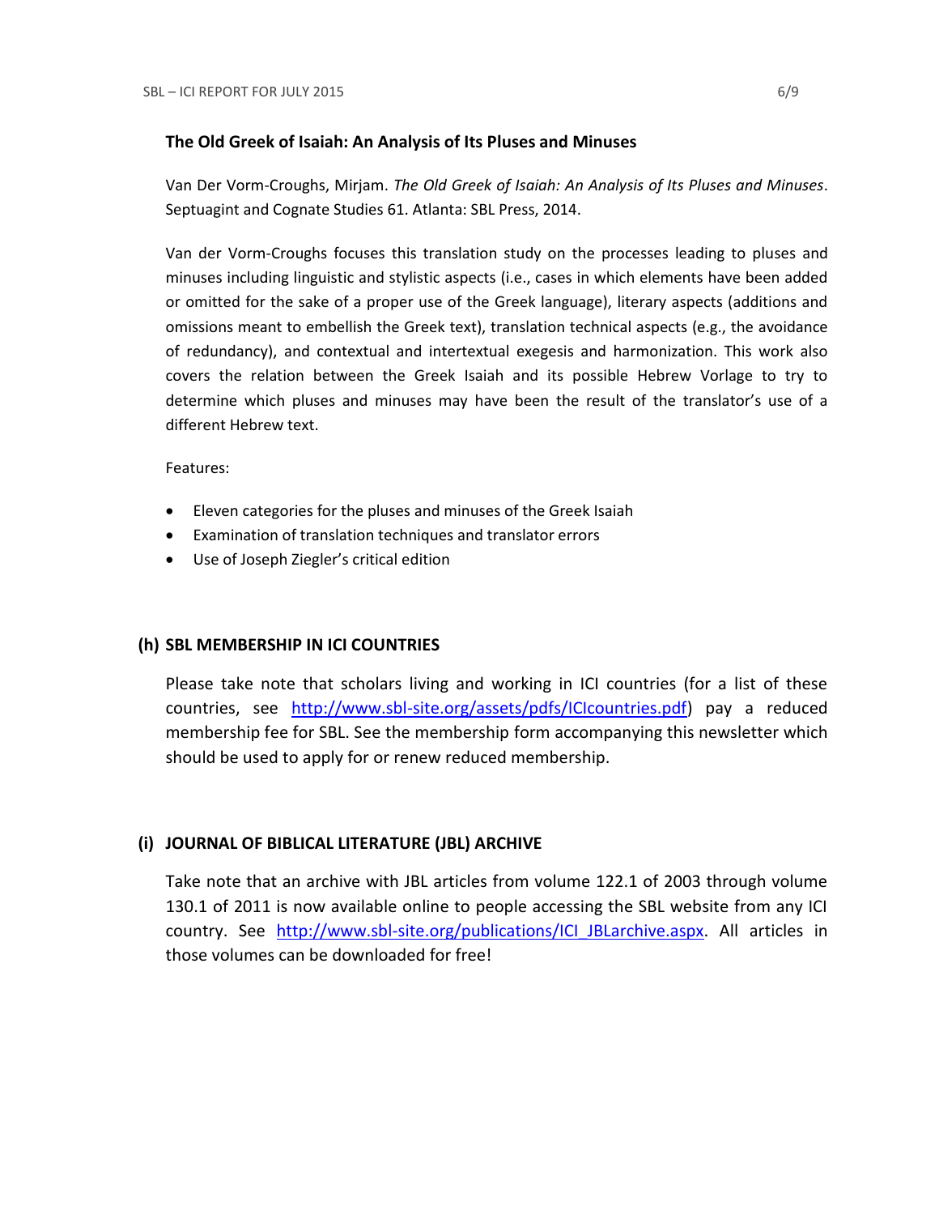### The Old Greek of Isaiah: An Analysis of Its Pluses and Minuses

Van Der Vorm-Croughs, Mirjam. *The Old Greek of Isaiah: An Analysis of Its Pluses and Minuses*. Septuagint and Cognate Studies 61. Atlanta: SBL Press, 2014.

Van der Vorm-Croughs focuses this translation study on the processes leading to pluses and minuses including linguistic and stylistic aspects (i.e., cases in which elements have been added or omitted for the sake of a proper use of the Greek language), literary aspects (additions and omissions meant to embellish the Greek text), translation technical aspects (e.g., the avoidance of redundancy), and contextual and intertextual exegesis and harmonization. This work also covers the relation between the Greek Isaiah and its possible Hebrew Vorlage to try to determine which pluses and minuses may have been the result of the translator's use of a different Hebrew text.

Features:

- Eleven categories for the pluses and minuses of the Greek Isaiah
- Examination of translation techniques and translator errors
- Use of Joseph Ziegler's critical edition

## (h) SBL MEMBERSHIP IN ICI COUNTRIES

Please take note that scholars living and working in ICI countries (for a list of these countries, see http://www.sbl-site.org/assets/pdfs/ICIcountries.pdf) pay a reduced membership fee for SBL. See the membership form accompanying this newsletter which should be used to apply for or renew reduced membership.

## (i) JOURNAL OF BIBLICAL LITERATURE (JBL) ARCHIVE

Take note that an archive with JBL articles from volume 122.1 of 2003 through volume 130.1 of 2011 is now available online to people accessing the SBL website from any ICI country. See http://www.sbl-site.org/publications/ICI_JBLarchive.aspx. All articles in those volumes can be downloaded for free!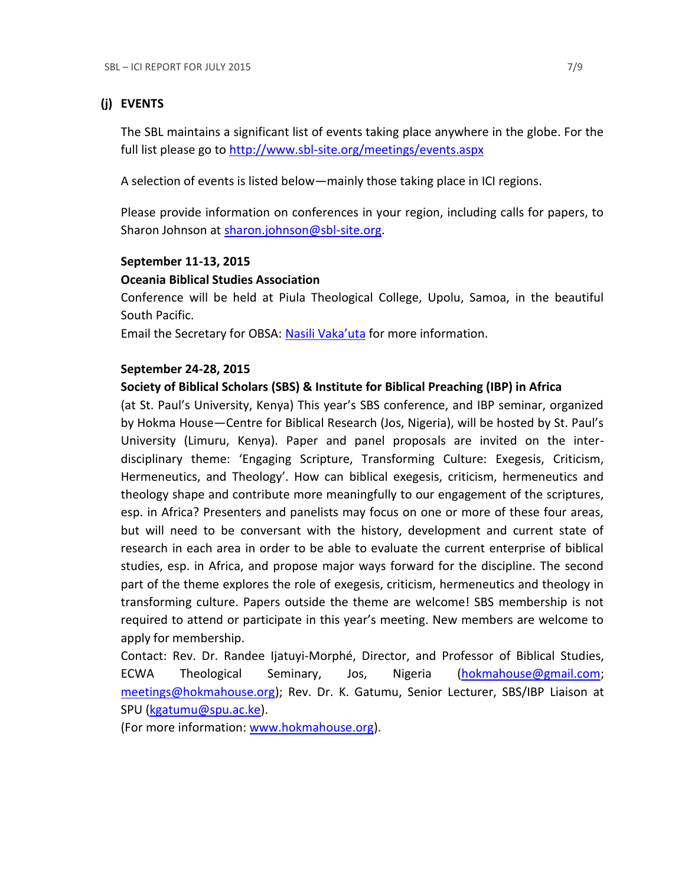## (j) EVENTS

The SBL maintains a significant list of events taking place anywhere in the globe. For the full list please go to http://www.sbl-site.org/meetings/events.aspx

A selection of events is listed below—mainly those taking place in ICI regions.

Please provide information on conferences in your region, including calls for papers, to Sharon Johnson at sharon.johnson@sbl-site.org.

**September 11-13, 2015**

**Oceania Biblical Studies Association**

Conference will be held at Piula Theological College, Upolu, Samoa, in the beautiful South Pacific.

Email the Secretary for OBSA: Nasili Vaka'uta for more information.

**September 24-28, 2015**

**Society of Biblical Scholars (SBS) & Institute for Biblical Preaching (IBP) in Africa**

(at St. Paul's University, Kenya) This year's SBS conference, and IBP seminar, organized by Hokma House—Centre for Biblical Research (Jos, Nigeria), will be hosted by St. Paul's University (Limuru, Kenya). Paper and panel proposals are invited on the inter-disciplinary theme: 'Engaging Scripture, Transforming Culture: Exegesis, Criticism, Hermeneutics, and Theology'. How can biblical exegesis, criticism, hermeneutics and theology shape and contribute more meaningfully to our engagement of the scriptures, esp. in Africa? Presenters and panelists may focus on one or more of these four areas, but will need to be conversant with the history, development and current state of research in each area in order to be able to evaluate the current enterprise of biblical studies, esp. in Africa, and propose major ways forward for the discipline. The second part of the theme explores the role of exegesis, criticism, hermeneutics and theology in transforming culture. Papers outside the theme are welcome! SBS membership is not required to attend or participate in this year's meeting. New members are welcome to apply for membership.

Contact: Rev. Dr. Randee Ijatuyi-Morphé, Director, and Professor of Biblical Studies, ECWA Theological Seminary, Jos, Nigeria (hokmahouse@gmail.com; meetings@hokmahouse.org); Rev. Dr. K. Gatumu, Senior Lecturer, SBS/IBP Liaison at SPU (kgatumu@spu.ac.ke).

(For more information: www.hokmahouse.org).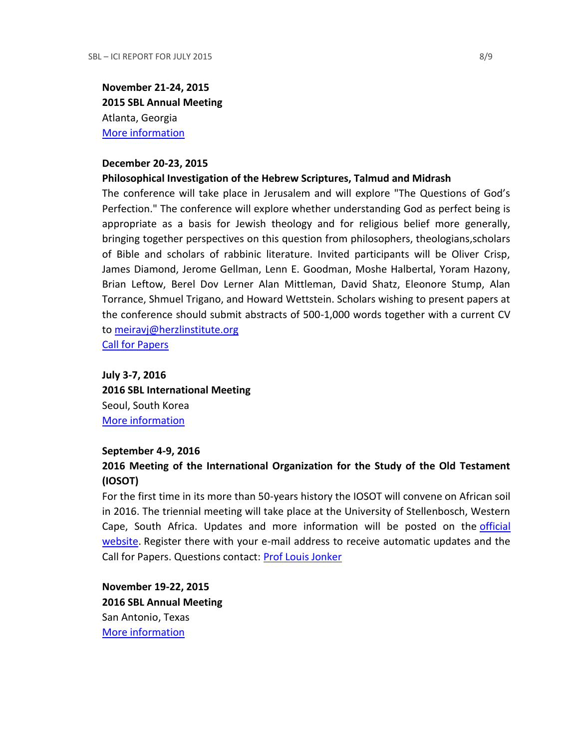**November 21-24, 2015**
**2015 SBL Annual Meeting**
Atlanta, Georgia
More information

**December 20-23, 2015**
**Philosophical Investigation of the Hebrew Scriptures, Talmud and Midrash**
The conference will take place in Jerusalem and will explore "The Questions of God's Perfection." The conference will explore whether understanding God as perfect being is appropriate as a basis for Jewish theology and for religious belief more generally, bringing together perspectives on this question from philosophers, theologians,scholars of Bible and scholars of rabbinic literature. Invited participants will be Oliver Crisp, James Diamond, Jerome Gellman, Lenn E. Goodman, Moshe Halbertal, Yoram Hazony, Brian Leftow, Berel Dov Lerner Alan Mittleman, David Shatz, Eleonore Stump, Alan Torrance, Shmuel Trigano, and Howard Wettstein. Scholars wishing to present papers at the conference should submit abstracts of 500-1,000 words together with a current CV to meiravj@herzlinstitute.org
Call for Papers

**July 3-7, 2016**
**2016 SBL International Meeting**
Seoul, South Korea
More information

**September 4-9, 2016**
**2016 Meeting of the International Organization for the Study of the Old Testament (IOSOT)**
For the first time in its more than 50-years history the IOSOT will convene on African soil in 2016. The triennial meeting will take place at the University of Stellenbosch, Western Cape, South Africa. Updates and more information will be posted on the official website. Register there with your e-mail address to receive automatic updates and the Call for Papers. Questions contact: Prof Louis Jonker

**November 19-22, 2015**
**2016 SBL Annual Meeting**
San Antonio, Texas
More information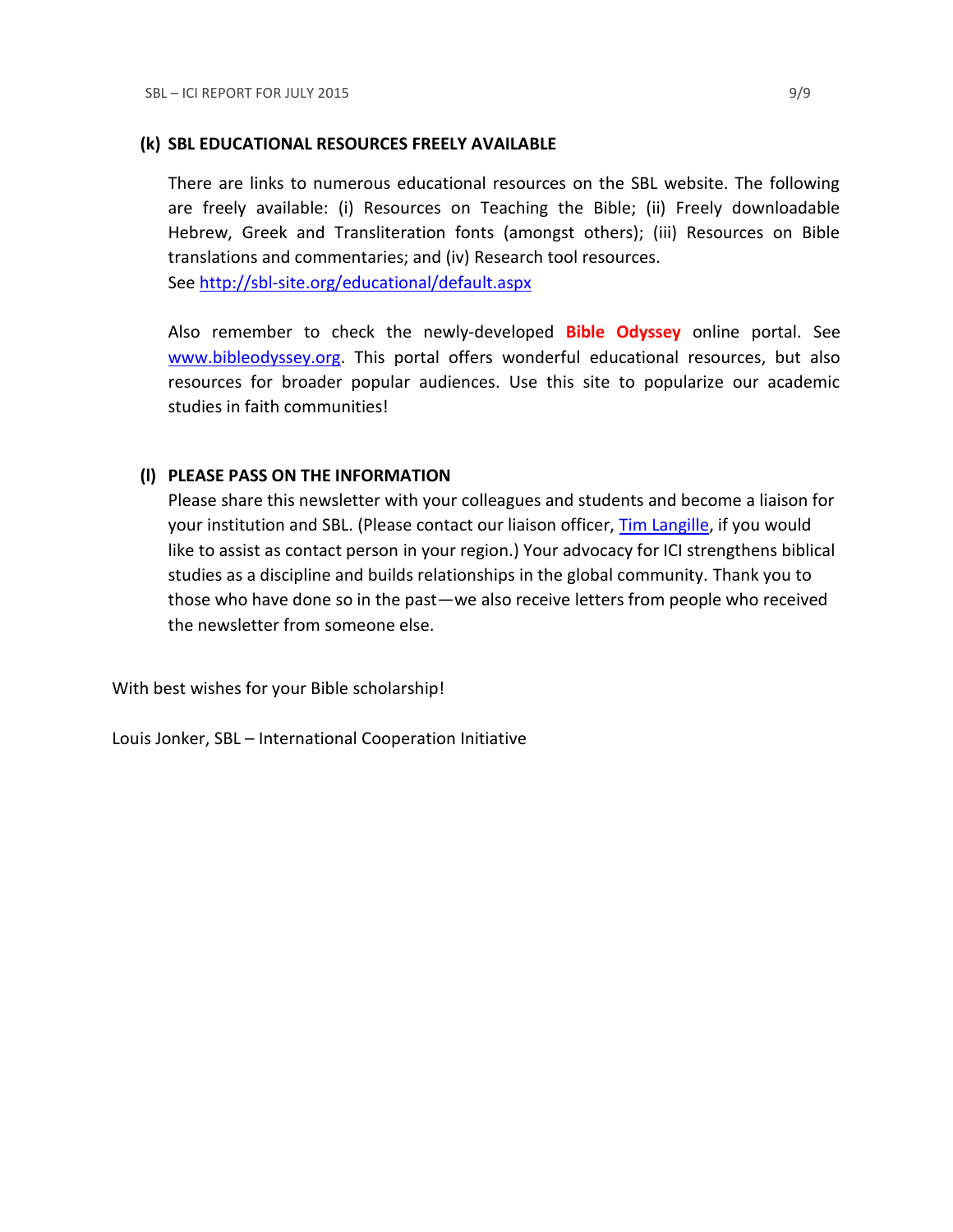### (k) SBL EDUCATIONAL RESOURCES FREELY AVAILABLE

There are links to numerous educational resources on the SBL website. The following are freely available: (i) Resources on Teaching the Bible; (ii) Freely downloadable Hebrew, Greek and Transliteration fonts (amongst others); (iii) Resources on Bible translations and commentaries; and (iv) Research tool resources.
See [http://sbl-site.org/educational/default.aspx](http://sbl-site.org/educational/default.aspx)

Also remember to check the newly-developed **Bible Odyssey** online portal. See [www.bibleodyssey.org](http://www.bibleodyssey.org). This portal offers wonderful educational resources, but also resources for broader popular audiences. Use this site to popularize our academic studies in faith communities!

### (l) PLEASE PASS ON THE INFORMATION

Please share this newsletter with your colleagues and students and become a liaison for your institution and SBL. (Please contact our liaison officer, Tim Langille, if you would like to assist as contact person in your region.) Your advocacy for ICI strengthens biblical studies as a discipline and builds relationships in the global community. Thank you to those who have done so in the past—we also receive letters from people who received the newsletter from someone else.

With best wishes for your Bible scholarship!

Louis Jonker, SBL – International Cooperation Initiative